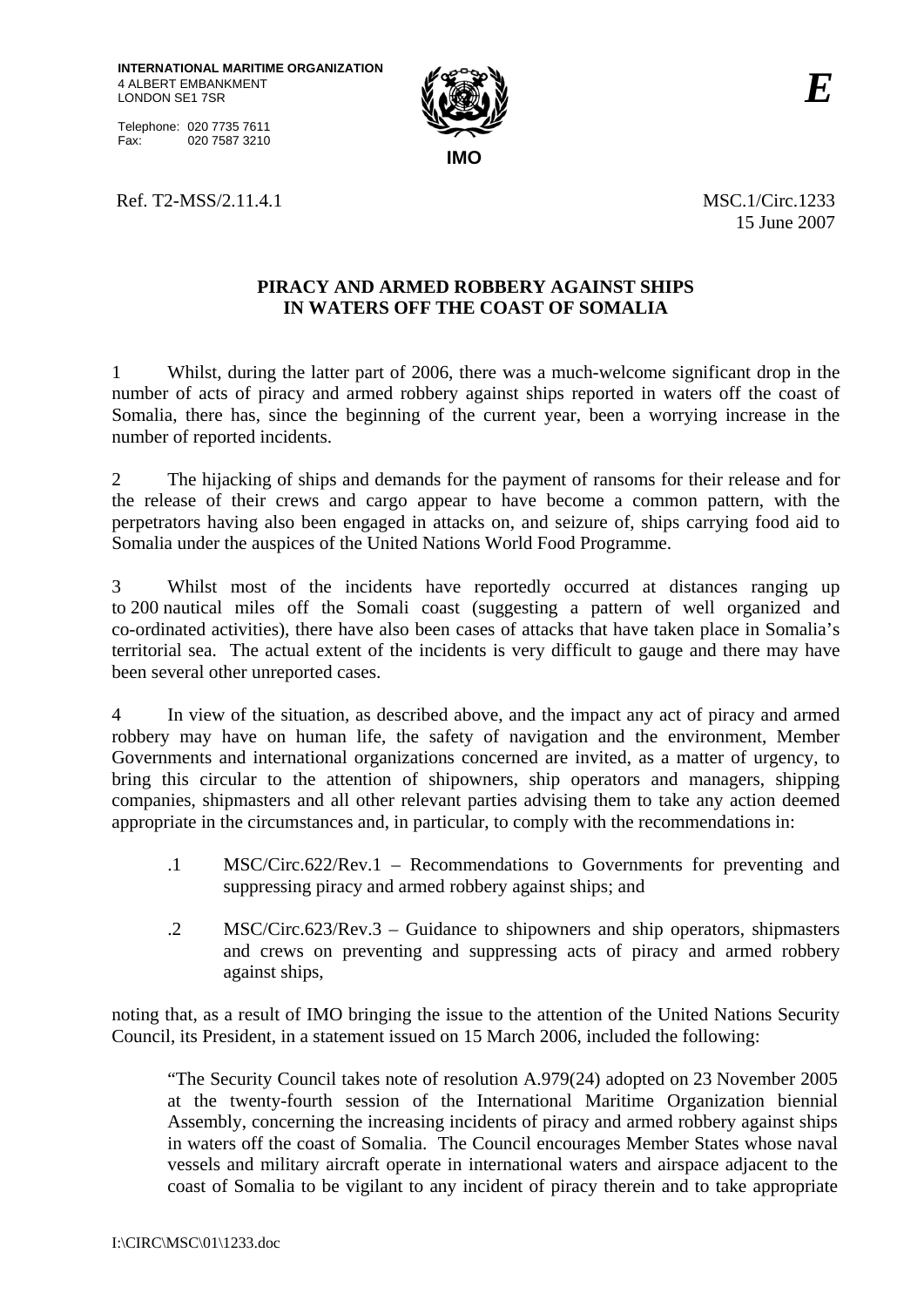**INTERNATIONAL MARITIME ORGANIZATION**
4 ALBERT EMBANKMENT
LONDON SE1 7SR

Telephone: 020 7735 7611
Fax: 020 7587 3210

**IMO**

***E***

Ref. T2-MSS/2.11.4.1

MSC.1/Circ.1233
15 June 2007

## PIRACY AND ARMED ROBBERY AGAINST SHIPS IN WATERS OFF THE COAST OF SOMALIA

1 Whilst, during the latter part of 2006, there was a much-welcome significant drop in the number of acts of piracy and armed robbery against ships reported in waters off the coast of Somalia, there has, since the beginning of the current year, been a worrying increase in the number of reported incidents.

2 The hijacking of ships and demands for the payment of ransoms for their release and for the release of their crews and cargo appear to have become a common pattern, with the perpetrators having also been engaged in attacks on, and seizure of, ships carrying food aid to Somalia under the auspices of the United Nations World Food Programme.

3 Whilst most of the incidents have reportedly occurred at distances ranging up to 200 nautical miles off the Somali coast (suggesting a pattern of well organized and co-ordinated activities), there have also been cases of attacks that have taken place in Somalia's territorial sea. The actual extent of the incidents is very difficult to gauge and there may have been several other unreported cases.

4 In view of the situation, as described above, and the impact any act of piracy and armed robbery may have on human life, the safety of navigation and the environment, Member Governments and international organizations concerned are invited, as a matter of urgency, to bring this circular to the attention of shipowners, ship operators and managers, shipping companies, shipmasters and all other relevant parties advising them to take any action deemed appropriate in the circumstances and, in particular, to comply with the recommendations in:

.1 MSC/Circ.622/Rev.1 – Recommendations to Governments for preventing and suppressing piracy and armed robbery against ships; and

.2 MSC/Circ.623/Rev.3 – Guidance to shipowners and ship operators, shipmasters and crews on preventing and suppressing acts of piracy and armed robbery against ships,

noting that, as a result of IMO bringing the issue to the attention of the United Nations Security Council, its President, in a statement issued on 15 March 2006, included the following:

> "The Security Council takes note of resolution A.979(24) adopted on 23 November 2005 at the twenty-fourth session of the International Maritime Organization biennial Assembly, concerning the increasing incidents of piracy and armed robbery against ships in waters off the coast of Somalia. The Council encourages Member States whose naval vessels and military aircraft operate in international waters and airspace adjacent to the coast of Somalia to be vigilant to any incident of piracy therein and to take appropriate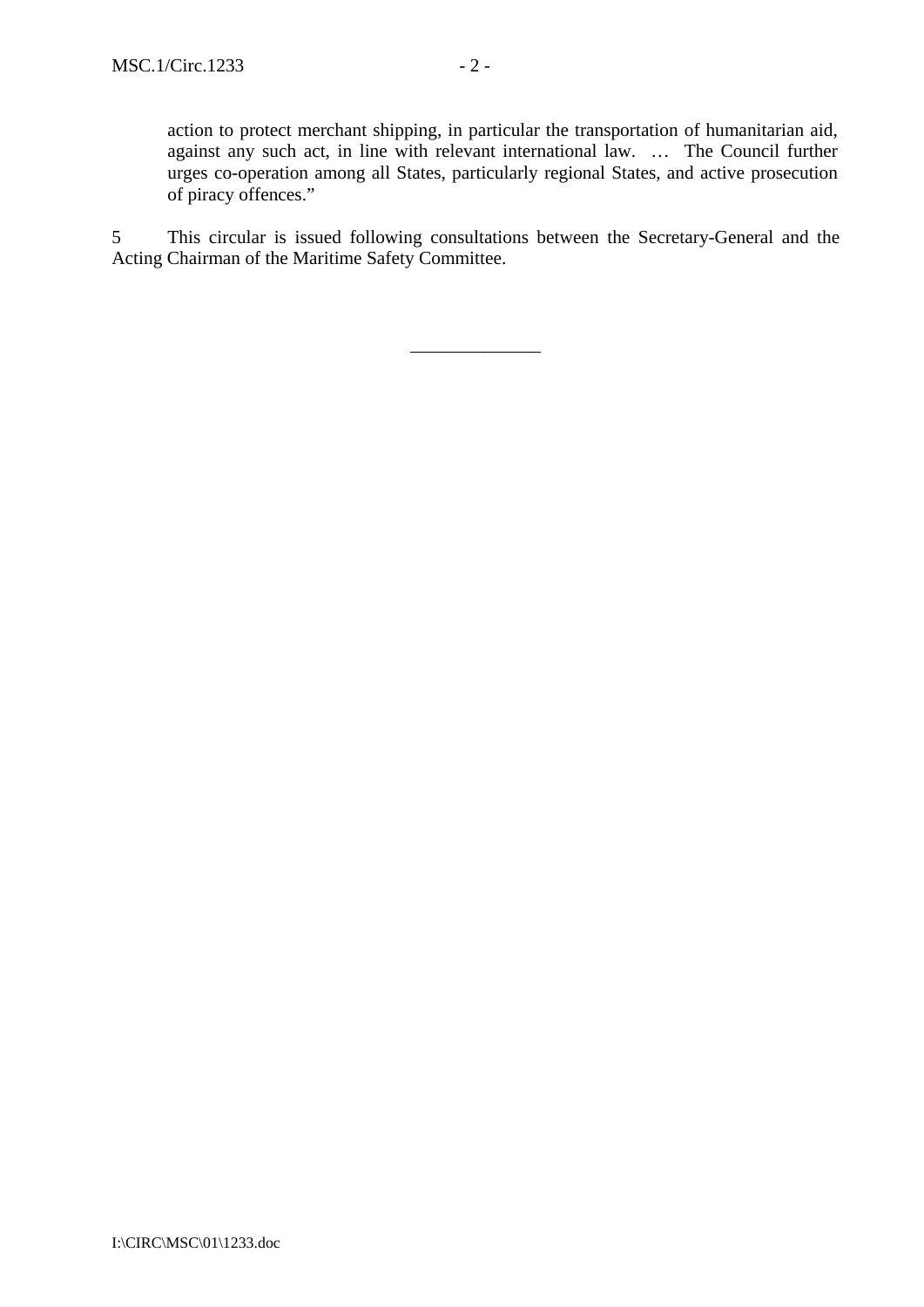action to protect merchant shipping, in particular the transportation of humanitarian aid, against any such act, in line with relevant international law. … The Council further urges co-operation among all States, particularly regional States, and active prosecution of piracy offences."

5 This circular is issued following consultations between the Secretary-General and the Acting Chairman of the Maritime Safety Committee.

___________